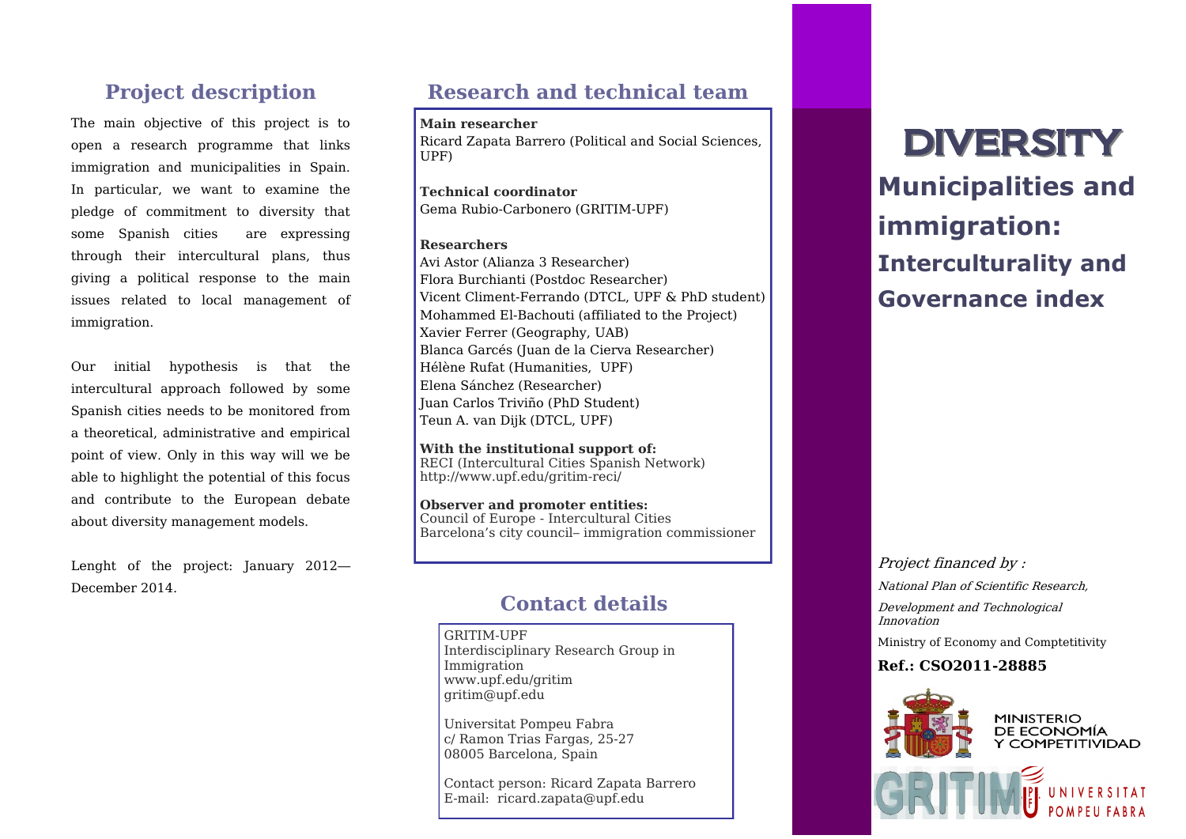## Project description

The main objective of this project is to open a research programme that links immigration and municipalities in Spain. In particular, we want to examine the pledge of commitment to diversity that some Spanish cities are expressing through their intercultural plans, thus giving a political response to the main issues related to local management of immigration.

Our initial hypothesis is that the intercultural approach followed by some Spanish cities needs to be monitored from a theoretical, administrative and empirical point of view. Only in this way will we be able to highlight the potential of this focus and contribute to the European debate about diversity management models.

Lenght of the project: January 2012—December 2014.

## Research and technical team

**Main researcher**
Ricard Zapata Barrero (Political and Social Sciences, UPF)

**Technical coordinator**
Gema Rubio-Carbonero (GRITIM-UPF)

**Researchers**
Avi Astor (Alianza 3 Researcher)
Flora Burchianti (Postdoc Researcher)
Vicent Climent-Ferrando (DTCL, UPF & PhD student)
Mohammed El-Bachouti (affiliated to the Project)
Xavier Ferrer (Geography, UAB)
Blanca Garcés (Juan de la Cierva Researcher)
Hélène Rufat (Humanities, UPF)
Elena Sánchez (Researcher)
Juan Carlos Triviño (PhD Student)
Teun A. van Dijk (DTCL, UPF)

**With the institutional support of:**
RECI (Intercultural Cities Spanish Network)
http://www.upf.edu/gritim-reci/

**Observer and promoter entities:**
Council of Europe - Intercultural Cities
Barcelona's city council– immigration commissioner

## Contact details

GRITIM-UPF
Interdisciplinary Research Group in Immigration
www.upf.edu/gritim
gritim@upf.edu

Universitat Pompeu Fabra
c/ Ramon Trias Fargas, 25-27
08005 Barcelona, Spain

Contact person: Ricard Zapata Barrero
E-mail: ricard.zapata@upf.edu

# DIVERSITY

## Municipalities and immigration:

### Interculturality and Governance index

*Project financed by :*

*National Plan of Scientific Research, Development and Technological Innovation*

Ministry of Economy and Comptetitivity

**Ref.: CSO2011-28885**

MINISTERIO DE ECONOMÍA Y COMPETITIVIDAD

GRITIM UNIVERSITAT POMPEU FABRA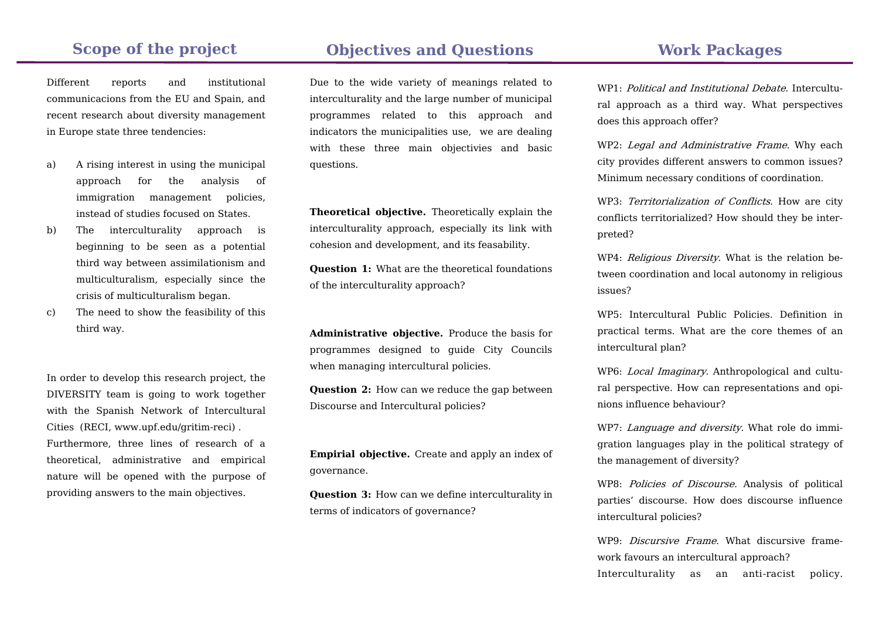## Scope of the project

Different reports and institutional communicacions from the EU and Spain, and recent research about diversity management in Europe state three tendencies:

a) A rising interest in using the municipal approach for the analysis of immigration management policies, instead of studies focused on States.

b) The interculturality approach is beginning to be seen as a potential third way between assimilationism and multiculturalism, especially since the crisis of multiculturalism began.

c) The need to show the feasibility of this third way.

In order to develop this research project, the DIVERSITY team is going to work together with the Spanish Network of Intercultural Cities (RECI, www.upf.edu/gritim-reci) . Furthermore, three lines of research of a theoretical, administrative and empirical nature will be opened with the purpose of providing answers to the main objectives.

## Objectives and Questions

Due to the wide variety of meanings related to interculturality and the large number of municipal programmes related to this approach and indicators the municipalities use, we are dealing with these three main objectivies and basic questions.

**Theoretical objective.** Theoretically explain the interculturality approach, especially its link with cohesion and development, and its feasability.

**Question 1:** What are the theoretical foundations of the interculturality approach?

**Administrative objective.** Produce the basis for programmes designed to guide City Councils when managing intercultural policies.

**Question 2:** How can we reduce the gap between Discourse and Intercultural policies?

**Empirial objective.** Create and apply an index of governance.

**Question 3:** How can we define interculturality in terms of indicators of governance?

## Work Packages

WP1: *Political and Institutional Debate*. Intercultural approach as a third way. What perspectives does this approach offer?

WP2: *Legal and Administrative Frame*. Why each city provides different answers to common issues? Minimum necessary conditions of coordination.

WP3: *Territorialization of Conflicts*. How are city conflicts territorialized? How should they be interpreted?

WP4: *Religious Diversity.* What is the relation between coordination and local autonomy in religious issues?

WP5: Intercultural Public Policies. Definition in practical terms. What are the core themes of an intercultural plan?

WP6: *Local Imaginary.* Anthropological and cultural perspective. How can representations and opinions influence behaviour?

WP7: *Language and diversity.* What role do immigration languages play in the political strategy of the management of diversity?

WP8: *Policies of Discourse.* Analysis of political parties' discourse. How does discourse influence intercultural policies?

WP9: *Discursive Frame.* What discursive framework favours an intercultural approach? Interculturality as an anti-racist policy.